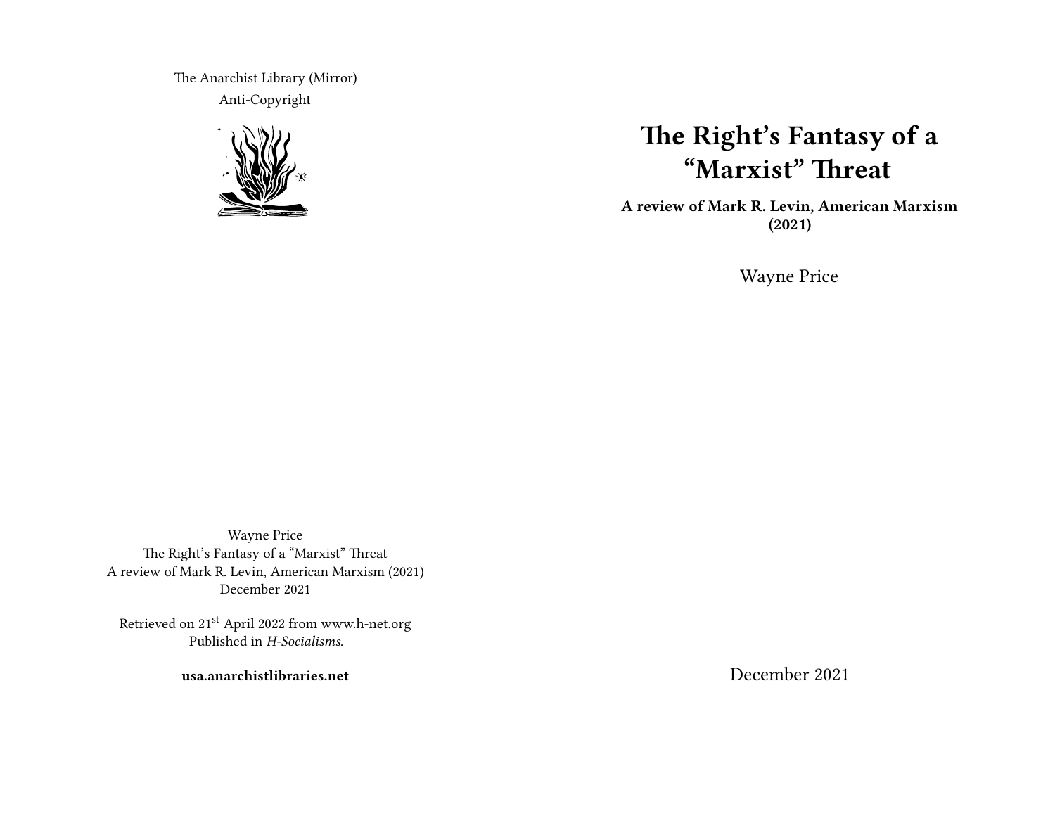The Anarchist Library (Mirror)

Anti-Copyright

Wayne Price
The Right's Fantasy of a "Marxist" Threat
A review of Mark R. Levin, American Marxism (2021)
December 2021

Retrieved on 21st April 2022 from www.h-net.org
Published in *H-Socialisms.*

**usa.anarchistlibraries.net**

# The Right's Fantasy of a "Marxist" Threat

**A review of Mark R. Levin, American Marxism (2021)**

Wayne Price

December 2021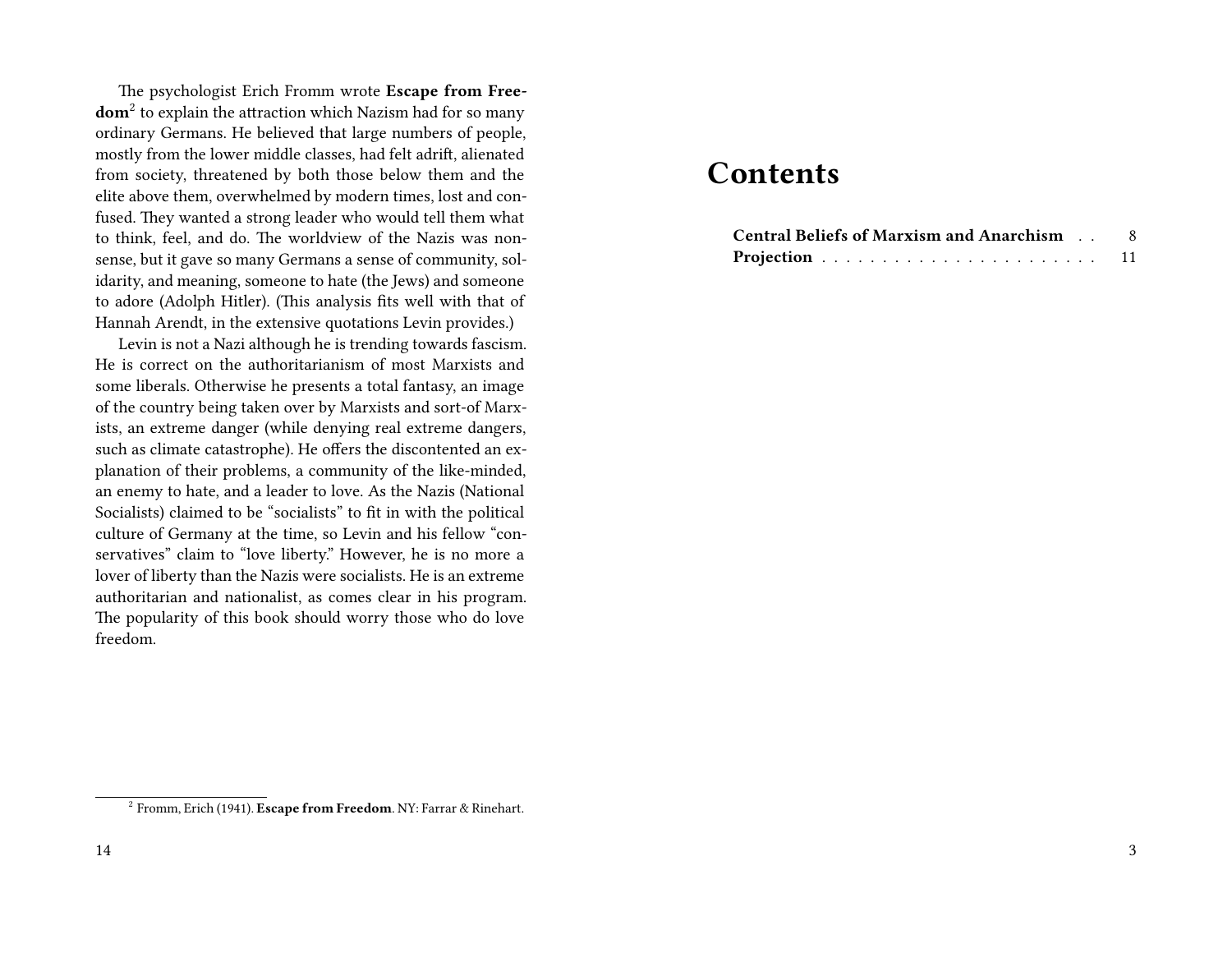The psychologist Erich Fromm wrote **Escape from Freedom**[2] to explain the attraction which Nazism had for so many ordinary Germans. He believed that large numbers of people, mostly from the lower middle classes, had felt adrift, alienated from society, threatened by both those below them and the elite above them, overwhelmed by modern times, lost and confused. They wanted a strong leader who would tell them what to think, feel, and do. The worldview of the Nazis was nonsense, but it gave so many Germans a sense of community, solidarity, and meaning, someone to hate (the Jews) and someone to adore (Adolph Hitler). (This analysis fits well with that of Hannah Arendt, in the extensive quotations Levin provides.)

Levin is not a Nazi although he is trending towards fascism. He is correct on the authoritarianism of most Marxists and some liberals. Otherwise he presents a total fantasy, an image of the country being taken over by Marxists and sort-of Marxists, an extreme danger (while denying real extreme dangers, such as climate catastrophe). He offers the discontented an explanation of their problems, a community of the like-minded, an enemy to hate, and a leader to love. As the Nazis (National Socialists) claimed to be "socialists" to fit in with the political culture of Germany at the time, so Levin and his fellow "conservatives" claim to "love liberty." However, he is no more a lover of liberty than the Nazis were socialists. He is an extreme authoritarian and nationalist, as comes clear in his program. The popularity of this book should worry those who do love freedom.

[2] Fromm, Erich (1941). **Escape from Freedom**. NY: Farrar & Rinehart.

# Contents

**Central Beliefs of Marxism and Anarchism** . . 8
**Projection** . . . . . . . . . . . . . . . . . . . . . . . 11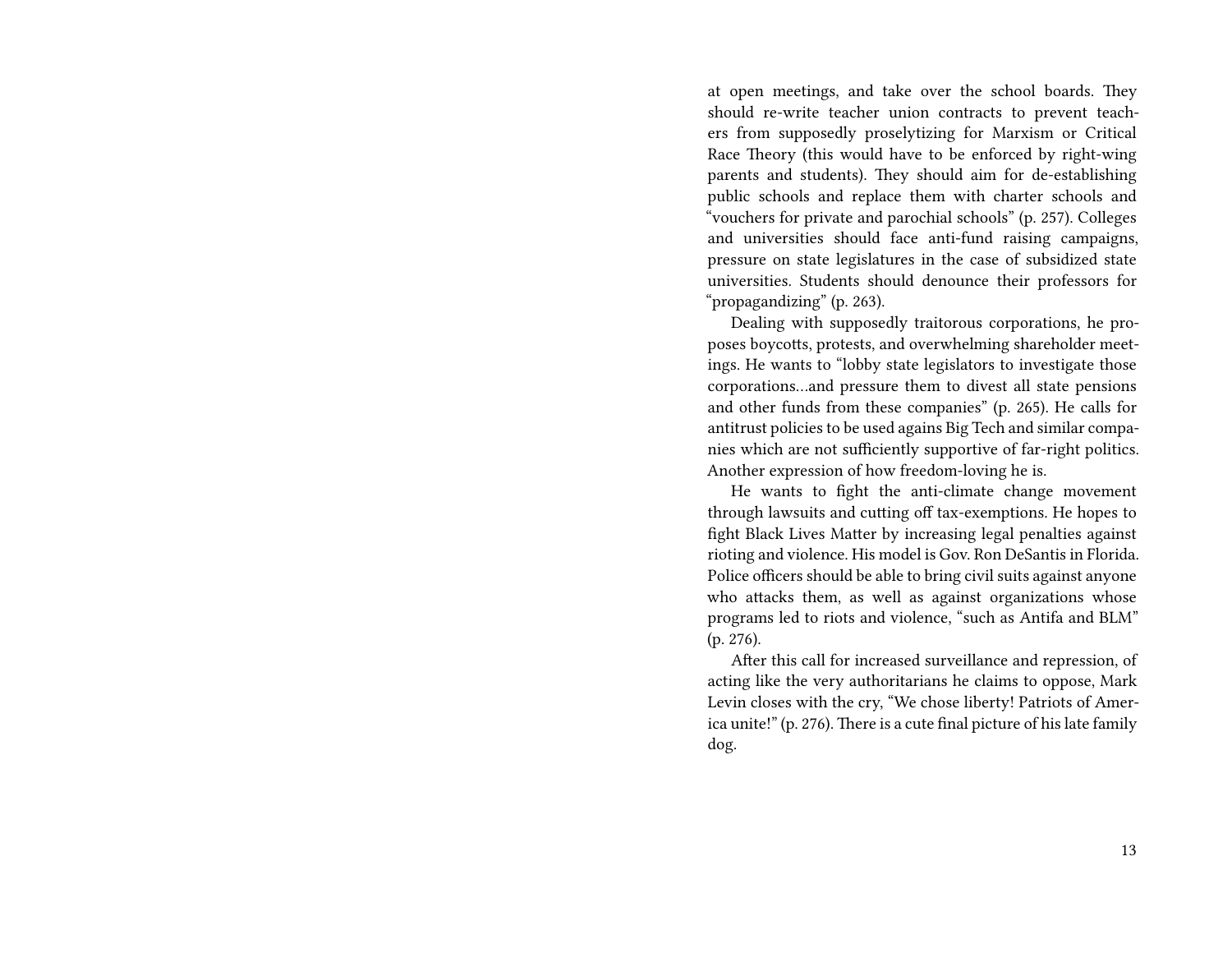at open meetings, and take over the school boards. They should re-write teacher union contracts to prevent teachers from supposedly proselytizing for Marxism or Critical Race Theory (this would have to be enforced by right-wing parents and students). They should aim for de-establishing public schools and replace them with charter schools and "vouchers for private and parochial schools" (p. 257). Colleges and universities should face anti-fund raising campaigns, pressure on state legislatures in the case of subsidized state universities. Students should denounce their professors for "propagandizing" (p. 263).

Dealing with supposedly traitorous corporations, he proposes boycotts, protests, and overwhelming shareholder meetings. He wants to "lobby state legislators to investigate those corporations…and pressure them to divest all state pensions and other funds from these companies" (p. 265). He calls for antitrust policies to be used agains Big Tech and similar companies which are not sufficiently supportive of far-right politics. Another expression of how freedom-loving he is.

He wants to fight the anti-climate change movement through lawsuits and cutting off tax-exemptions. He hopes to fight Black Lives Matter by increasing legal penalties against rioting and violence. His model is Gov. Ron DeSantis in Florida. Police officers should be able to bring civil suits against anyone who attacks them, as well as against organizations whose programs led to riots and violence, "such as Antifa and BLM" (p. 276).

After this call for increased surveillance and repression, of acting like the very authoritarians he claims to oppose, Mark Levin closes with the cry, "We chose liberty! Patriots of America unite!" (p. 276). There is a cute final picture of his late family dog.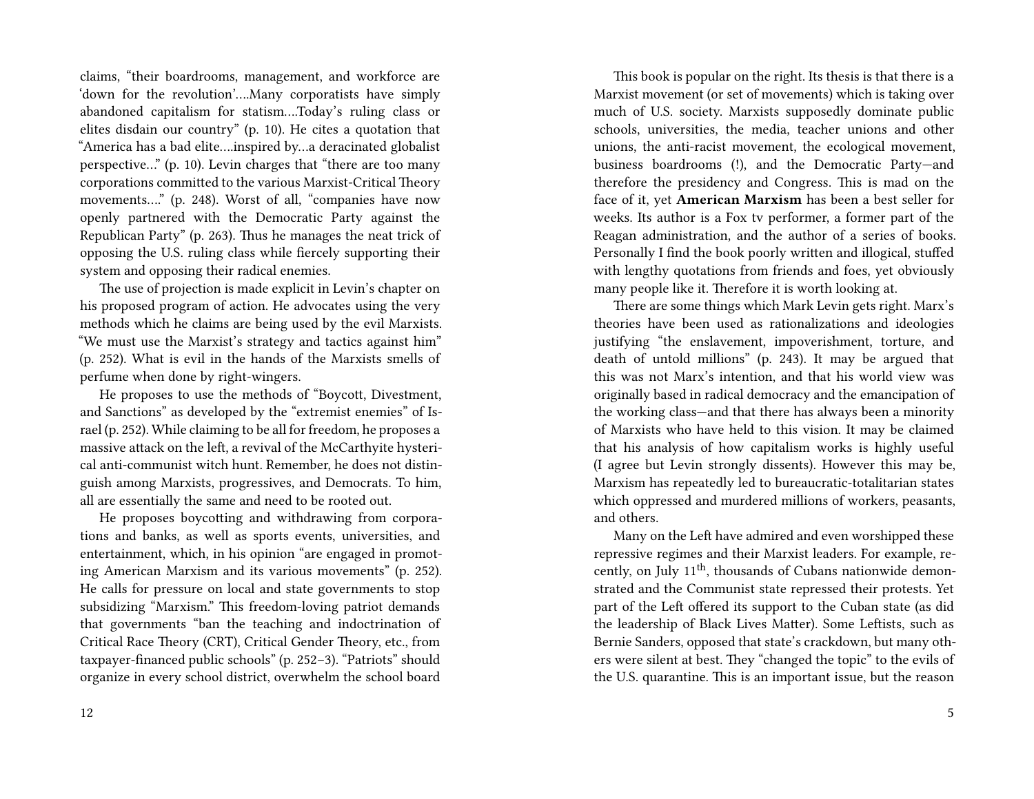claims, "their boardrooms, management, and workforce are 'down for the revolution'….Many corporatists have simply abandoned capitalism for statism….Today's ruling class or elites disdain our country" (p. 10). He cites a quotation that "America has a bad elite….inspired by…a deracinated globalist perspective…" (p. 10). Levin charges that "there are too many corporations committed to the various Marxist-Critical Theory movements…." (p. 248). Worst of all, "companies have now openly partnered with the Democratic Party against the Republican Party" (p. 263). Thus he manages the neat trick of opposing the U.S. ruling class while fiercely supporting their system and opposing their radical enemies.

The use of projection is made explicit in Levin's chapter on his proposed program of action. He advocates using the very methods which he claims are being used by the evil Marxists. "We must use the Marxist's strategy and tactics against him" (p. 252). What is evil in the hands of the Marxists smells of perfume when done by right-wingers.

He proposes to use the methods of "Boycott, Divestment, and Sanctions" as developed by the "extremist enemies" of Israel (p. 252). While claiming to be all for freedom, he proposes a massive attack on the left, a revival of the McCarthyite hysterical anti-communist witch hunt. Remember, he does not distinguish among Marxists, progressives, and Democrats. To him, all are essentially the same and need to be rooted out.

He proposes boycotting and withdrawing from corporations and banks, as well as sports events, universities, and entertainment, which, in his opinion "are engaged in promoting American Marxism and its various movements" (p. 252). He calls for pressure on local and state governments to stop subsidizing "Marxism." This freedom-loving patriot demands that governments "ban the teaching and indoctrination of Critical Race Theory (CRT), Critical Gender Theory, etc., from taxpayer-financed public schools" (p. 252–3). "Patriots" should organize in every school district, overwhelm the school board

This book is popular on the right. Its thesis is that there is a Marxist movement (or set of movements) which is taking over much of U.S. society. Marxists supposedly dominate public schools, universities, the media, teacher unions and other unions, the anti-racist movement, the ecological movement, business boardrooms (!), and the Democratic Party—and therefore the presidency and Congress. This is mad on the face of it, yet **American Marxism** has been a best seller for weeks. Its author is a Fox tv performer, a former part of the Reagan administration, and the author of a series of books. Personally I find the book poorly written and illogical, stuffed with lengthy quotations from friends and foes, yet obviously many people like it. Therefore it is worth looking at.

There are some things which Mark Levin gets right. Marx's theories have been used as rationalizations and ideologies justifying "the enslavement, impoverishment, torture, and death of untold millions" (p. 243). It may be argued that this was not Marx's intention, and that his world view was originally based in radical democracy and the emancipation of the working class—and that there has always been a minority of Marxists who have held to this vision. It may be claimed that his analysis of how capitalism works is highly useful (I agree but Levin strongly dissents). However this may be, Marxism has repeatedly led to bureaucratic-totalitarian states which oppressed and murdered millions of workers, peasants, and others.

Many on the Left have admired and even worshipped these repressive regimes and their Marxist leaders. For example, recently, on July 11th, thousands of Cubans nationwide demonstrated and the Communist state repressed their protests. Yet part of the Left offered its support to the Cuban state (as did the leadership of Black Lives Matter). Some Leftists, such as Bernie Sanders, opposed that state's crackdown, but many others were silent at best. They "changed the topic" to the evils of the U.S. quarantine. This is an important issue, but the reason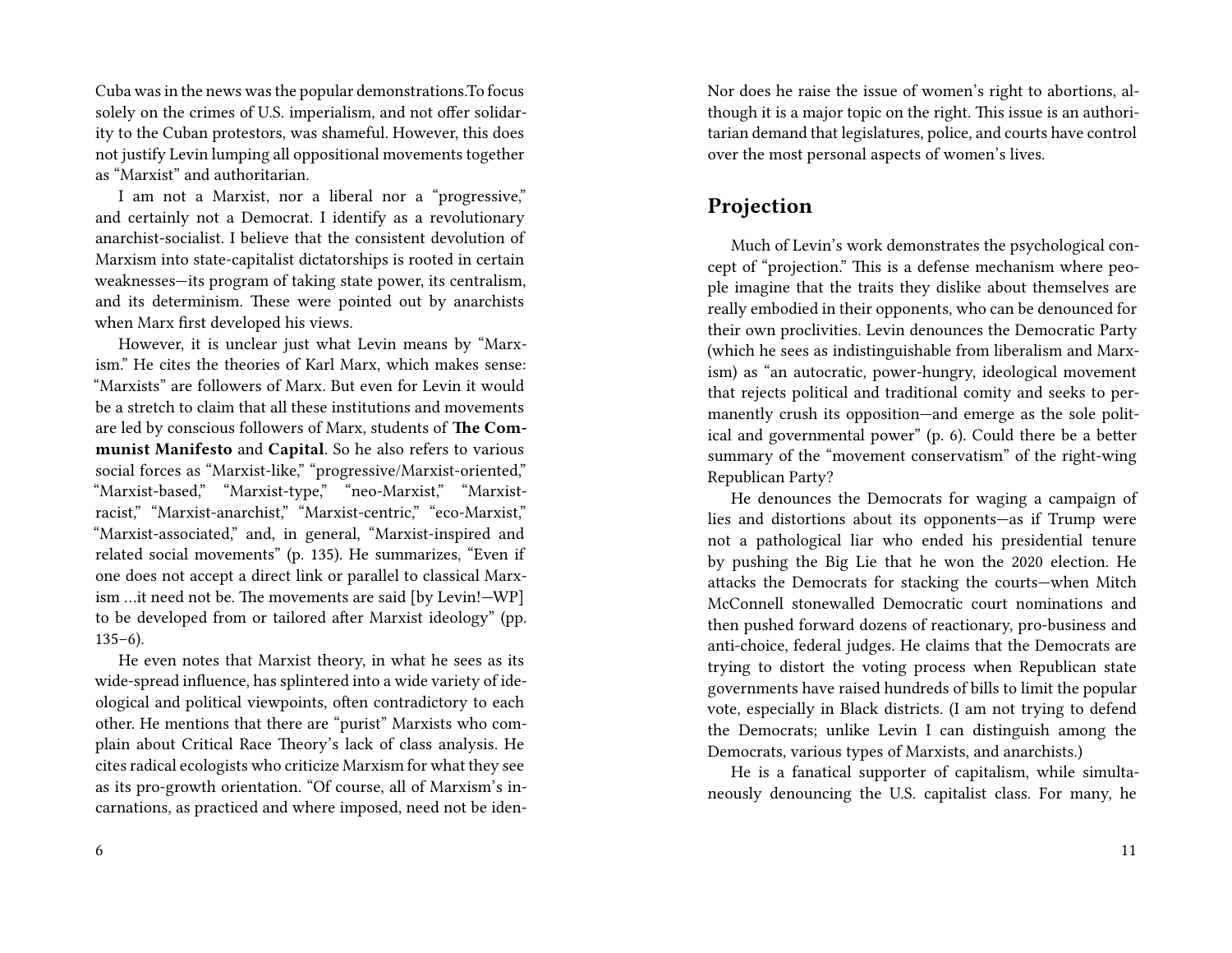Cuba was in the news was the popular demonstrations.To focus solely on the crimes of U.S. imperialism, and not offer solidarity to the Cuban protestors, was shameful. However, this does not justify Levin lumping all oppositional movements together as "Marxist" and authoritarian.

I am not a Marxist, nor a liberal nor a "progressive," and certainly not a Democrat. I identify as a revolutionary anarchist-socialist. I believe that the consistent devolution of Marxism into state-capitalist dictatorships is rooted in certain weaknesses—its program of taking state power, its centralism, and its determinism. These were pointed out by anarchists when Marx first developed his views.

However, it is unclear just what Levin means by "Marxism." He cites the theories of Karl Marx, which makes sense: "Marxists" are followers of Marx. But even for Levin it would be a stretch to claim that all these institutions and movements are led by conscious followers of Marx, students of **The Communist Manifesto** and **Capital**. So he also refers to various social forces as "Marxist-like," "progressive/Marxist-oriented," "Marxist-based," "Marxist-type," "neo-Marxist," "Marxist-racist," "Marxist-anarchist," "Marxist-centric," "eco-Marxist," "Marxist-associated," and, in general, "Marxist-inspired and related social movements" (p. 135). He summarizes, "Even if one does not accept a direct link or parallel to classical Marxism …it need not be. The movements are said [by Levin!—WP] to be developed from or tailored after Marxist ideology" (pp. 135–6).

He even notes that Marxist theory, in what he sees as its wide-spread influence, has splintered into a wide variety of ideological and political viewpoints, often contradictory to each other. He mentions that there are "purist" Marxists who complain about Critical Race Theory's lack of class analysis. He cites radical ecologists who criticize Marxism for what they see as its pro-growth orientation. "Of course, all of Marxism's incarnations, as practiced and where imposed, need not be iden-

Nor does he raise the issue of women's right to abortions, although it is a major topic on the right. This issue is an authoritarian demand that legislatures, police, and courts have control over the most personal aspects of women's lives.

## Projection

Much of Levin's work demonstrates the psychological concept of "projection." This is a defense mechanism where people imagine that the traits they dislike about themselves are really embodied in their opponents, who can be denounced for their own proclivities. Levin denounces the Democratic Party (which he sees as indistinguishable from liberalism and Marxism) as "an autocratic, power-hungry, ideological movement that rejects political and traditional comity and seeks to permanently crush its opposition—and emerge as the sole political and governmental power" (p. 6). Could there be a better summary of the "movement conservatism" of the right-wing Republican Party?

He denounces the Democrats for waging a campaign of lies and distortions about its opponents—as if Trump were not a pathological liar who ended his presidential tenure by pushing the Big Lie that he won the 2020 election. He attacks the Democrats for stacking the courts—when Mitch McConnell stonewalled Democratic court nominations and then pushed forward dozens of reactionary, pro-business and anti-choice, federal judges. He claims that the Democrats are trying to distort the voting process when Republican state governments have raised hundreds of bills to limit the popular vote, especially in Black districts. (I am not trying to defend the Democrats; unlike Levin I can distinguish among the Democrats, various types of Marxists, and anarchists.)

He is a fanatical supporter of capitalism, while simultaneously denouncing the U.S. capitalist class. For many, he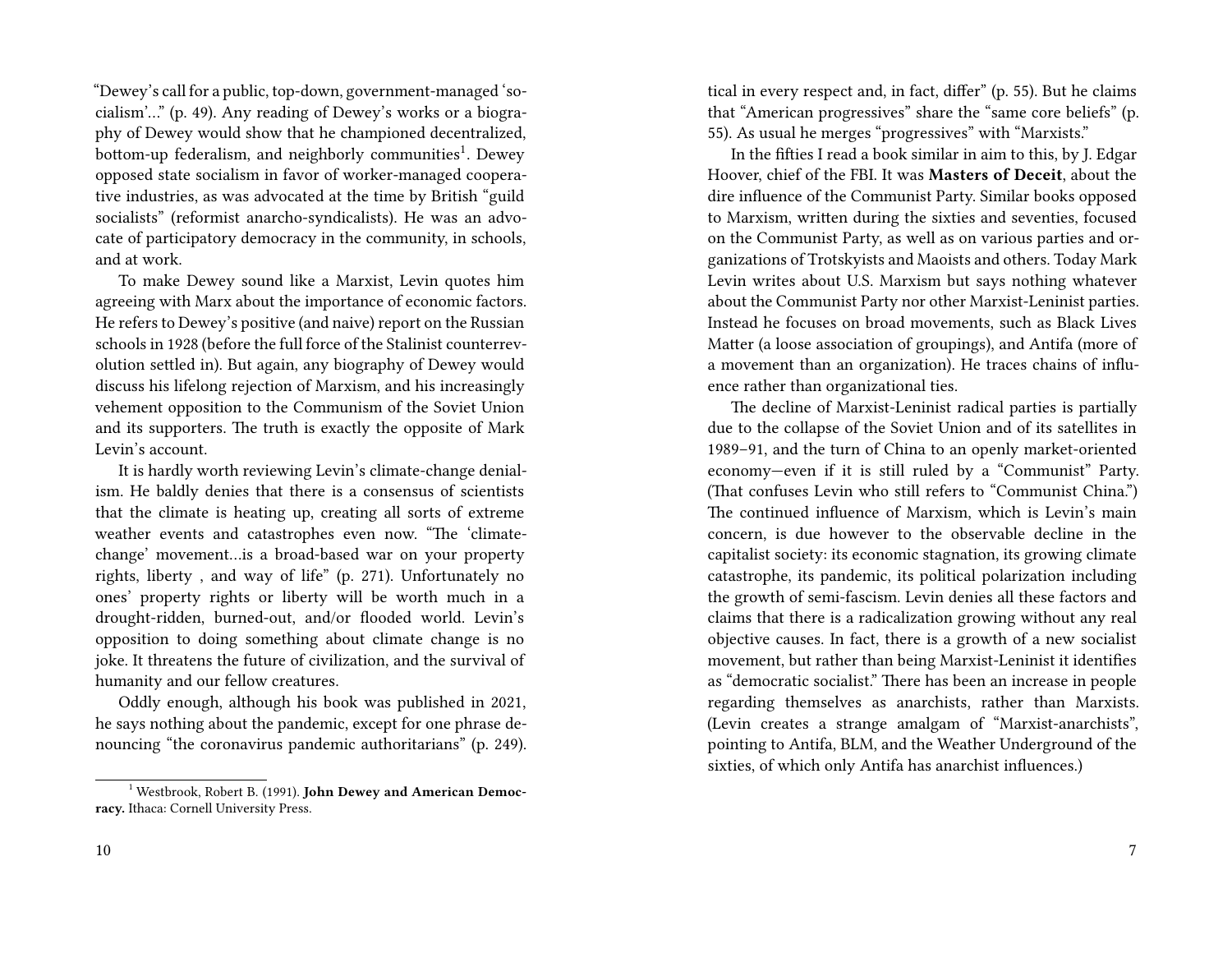"Dewey's call for a public, top-down, government-managed 'socialism'…" (p. 49). Any reading of Dewey's works or a biography of Dewey would show that he championed decentralized, bottom-up federalism, and neighborly communities[1]. Dewey opposed state socialism in favor of worker-managed cooperative industries, as was advocated at the time by British "guild socialists" (reformist anarcho-syndicalists). He was an advocate of participatory democracy in the community, in schools, and at work.

To make Dewey sound like a Marxist, Levin quotes him agreeing with Marx about the importance of economic factors. He refers to Dewey's positive (and naive) report on the Russian schools in 1928 (before the full force of the Stalinist counterrevolution settled in). But again, any biography of Dewey would discuss his lifelong rejection of Marxism, and his increasingly vehement opposition to the Communism of the Soviet Union and its supporters. The truth is exactly the opposite of Mark Levin's account.

It is hardly worth reviewing Levin's climate-change denialism. He baldly denies that there is a consensus of scientists that the climate is heating up, creating all sorts of extreme weather events and catastrophes even now. "The 'climate-change' movement…is a broad-based war on your property rights, liberty , and way of life" (p. 271). Unfortunately no ones' property rights or liberty will be worth much in a drought-ridden, burned-out, and/or flooded world. Levin's opposition to doing something about climate change is no joke. It threatens the future of civilization, and the survival of humanity and our fellow creatures.

Oddly enough, although his book was published in 2021, he says nothing about the pandemic, except for one phrase denouncing "the coronavirus pandemic authoritarians" (p. 249).

[1] Westbrook, Robert B. (1991). **John Dewey and American Democracy.** Ithaca: Cornell University Press.

tical in every respect and, in fact, differ" (p. 55). But he claims that "American progressives" share the "same core beliefs" (p. 55). As usual he merges "progressives" with "Marxists."

In the fifties I read a book similar in aim to this, by J. Edgar Hoover, chief of the FBI. It was **Masters of Deceit**, about the dire influence of the Communist Party. Similar books opposed to Marxism, written during the sixties and seventies, focused on the Communist Party, as well as on various parties and organizations of Trotskyists and Maoists and others. Today Mark Levin writes about U.S. Marxism but says nothing whatever about the Communist Party nor other Marxist-Leninist parties. Instead he focuses on broad movements, such as Black Lives Matter (a loose association of groupings), and Antifa (more of a movement than an organization). He traces chains of influence rather than organizational ties.

The decline of Marxist-Leninist radical parties is partially due to the collapse of the Soviet Union and of its satellites in 1989–91, and the turn of China to an openly market-oriented economy—even if it is still ruled by a "Communist" Party. (That confuses Levin who still refers to "Communist China.") The continued influence of Marxism, which is Levin's main concern, is due however to the observable decline in the capitalist society: its economic stagnation, its growing climate catastrophe, its pandemic, its political polarization including the growth of semi-fascism. Levin denies all these factors and claims that there is a radicalization growing without any real objective causes. In fact, there is a growth of a new socialist movement, but rather than being Marxist-Leninist it identifies as "democratic socialist." There has been an increase in people regarding themselves as anarchists, rather than Marxists. (Levin creates a strange amalgam of "Marxist-anarchists", pointing to Antifa, BLM, and the Weather Underground of the sixties, of which only Antifa has anarchist influences.)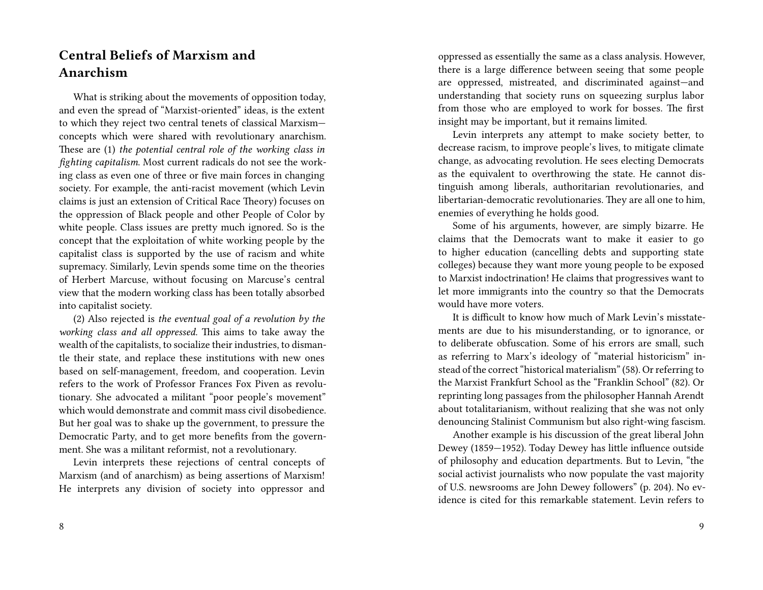## Central Beliefs of Marxism and Anarchism

What is striking about the movements of opposition today, and even the spread of "Marxist-oriented" ideas, is the extent to which they reject two central tenets of classical Marxism—concepts which were shared with revolutionary anarchism. These are (1) *the potential central role of the working class in fighting capitalism.* Most current radicals do not see the working class as even one of three or five main forces in changing society. For example, the anti-racist movement (which Levin claims is just an extension of Critical Race Theory) focuses on the oppression of Black people and other People of Color by white people. Class issues are pretty much ignored. So is the concept that the exploitation of white working people by the capitalist class is supported by the use of racism and white supremacy. Similarly, Levin spends some time on the theories of Herbert Marcuse, without focusing on Marcuse's central view that the modern working class has been totally absorbed into capitalist society.

(2) Also rejected is *the eventual goal of a revolution by the working class and all oppressed.* This aims to take away the wealth of the capitalists, to socialize their industries, to dismantle their state, and replace these institutions with new ones based on self-management, freedom, and cooperation. Levin refers to the work of Professor Frances Fox Piven as revolutionary. She advocated a militant "poor people's movement" which would demonstrate and commit mass civil disobedience. But her goal was to shake up the government, to pressure the Democratic Party, and to get more benefits from the government. She was a militant reformist, not a revolutionary.

Levin interprets these rejections of central concepts of Marxism (and of anarchism) as being assertions of Marxism! He interprets any division of society into oppressor and oppressed as essentially the same as a class analysis. However, there is a large difference between seeing that some people are oppressed, mistreated, and discriminated against—and understanding that society runs on squeezing surplus labor from those who are employed to work for bosses. The first insight may be important, but it remains limited.

Levin interprets any attempt to make society better, to decrease racism, to improve people's lives, to mitigate climate change, as advocating revolution. He sees electing Democrats as the equivalent to overthrowing the state. He cannot distinguish among liberals, authoritarian revolutionaries, and libertarian-democratic revolutionaries. They are all one to him, enemies of everything he holds good.

Some of his arguments, however, are simply bizarre. He claims that the Democrats want to make it easier to go to higher education (cancelling debts and supporting state colleges) because they want more young people to be exposed to Marxist indoctrination! He claims that progressives want to let more immigrants into the country so that the Democrats would have more voters.

It is difficult to know how much of Mark Levin's misstatements are due to his misunderstanding, or to ignorance, or to deliberate obfuscation. Some of his errors are small, such as referring to Marx's ideology of "material historicism" instead of the correct "historical materialism" (58). Or referring to the Marxist Frankfurt School as the "Franklin School" (82). Or reprinting long passages from the philosopher Hannah Arendt about totalitarianism, without realizing that she was not only denouncing Stalinist Communism but also right-wing fascism.

Another example is his discussion of the great liberal John Dewey (1859—1952). Today Dewey has little influence outside of philosophy and education departments. But to Levin, "the social activist journalists who now populate the vast majority of U.S. newsrooms are John Dewey followers" (p. 204). No evidence is cited for this remarkable statement. Levin refers to